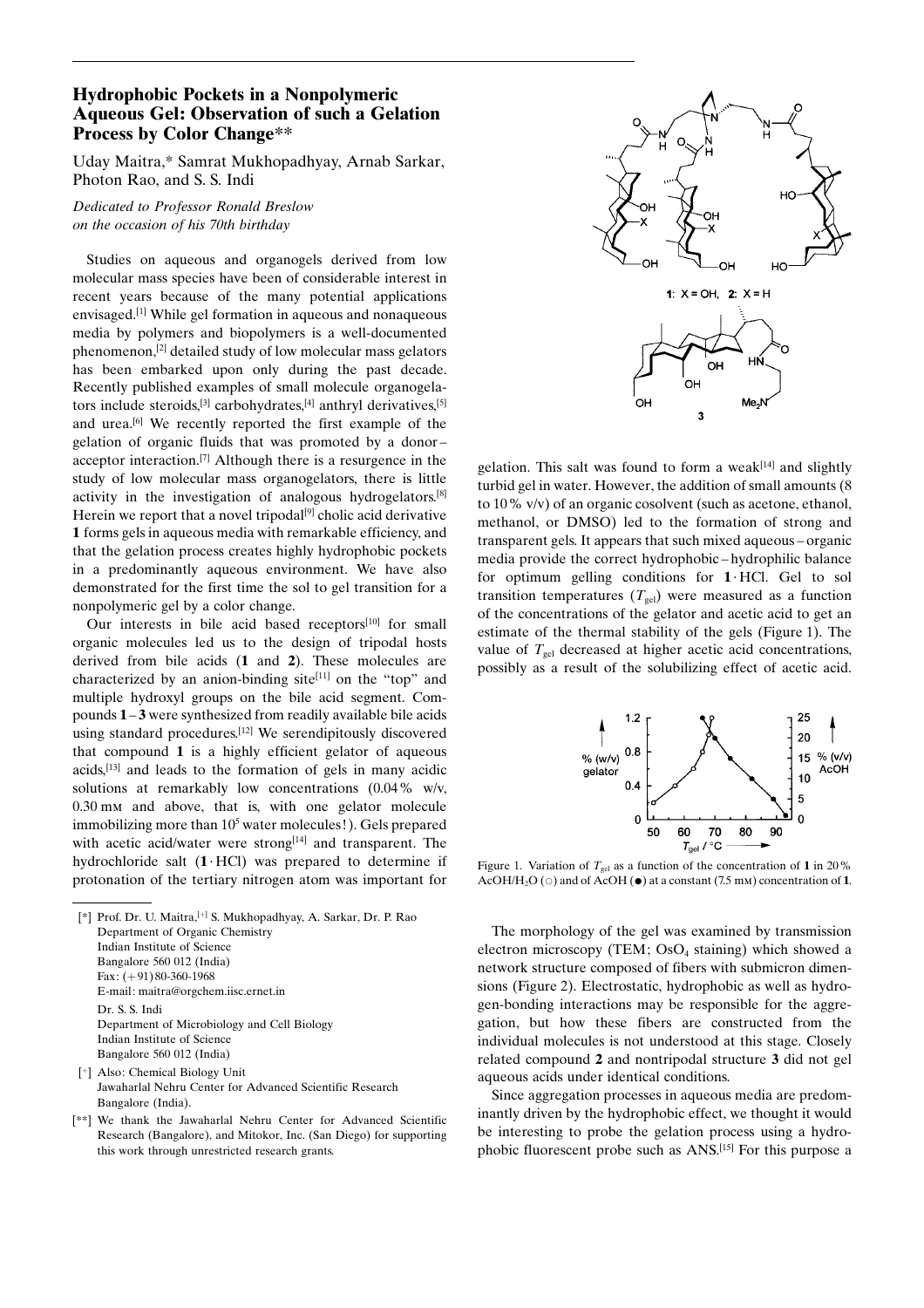# Hydrophobic Pockets in a Nonpolymeric Aqueous Gel: Observation of such a Gelation Process by Color Change**

Uday Maitra,* Samrat Mukhopadhyay, Arnab Sarkar, Photon Rao, and S. S. Indi

*Dedicated to Professor Ronald Breslow on the occasion of his 70th birthday*

Studies on aqueous and organogels derived from low molecular mass species have been of considerable interest in recent years because of the many potential applications envisaged.[1] While gel formation in aqueous and nonaqueous media by polymers and biopolymers is a well-documented phenomenon,[2] detailed study of low molecular mass gelators has been embarked upon only during the past decade. Recently published examples of small molecule organogelators include steroids,[3] carbohydrates,[4] anthryl derivatives,[5] and urea.[6] We recently reported the first example of the gelation of organic fluids that was promoted by a donor–acceptor interaction.[7] Although there is a resurgence in the study of low molecular mass organogelators, there is little activity in the investigation of analogous hydrogelators.[8] Herein we report that a novel tripodal[9] cholic acid derivative **1** forms gels in aqueous media with remarkable efficiency, and that the gelation process creates highly hydrophobic pockets in a predominantly aqueous environment. We have also demonstrated for the first time the sol to gel transition for a nonpolymeric gel by a color change.

Our interests in bile acid based receptors[10] for small organic molecules led us to the design of tripodal hosts derived from bile acids (**1** and **2**). These molecules are characterized by an anion-binding site[11] on the "top" and multiple hydroxyl groups on the bile acid segment. Compounds **1**–**3** were synthesized from readily available bile acids using standard procedures.[12] We serendipitously discovered that compound **1** is a highly efficient gelator of aqueous acids,[13] and leads to the formation of gels in many acidic solutions at remarkably low concentrations (0.04 % w/v, 0.30 mM and above, that is, with one gelator molecule immobilizing more than $10^5$ water molecules!). Gels prepared with acetic acid/water were strong[14] and transparent. The hydrochloride salt (**1**·HCl) was prepared to determine if protonation of the tertiary nitrogen atom was important for gelation. This salt was found to form a weak[14] and slightly turbid gel in water. However, the addition of small amounts (8 to 10 % v/v) of an organic cosolvent (such as acetone, ethanol, methanol, or DMSO) led to the formation of strong and transparent gels. It appears that such mixed aqueous–organic media provide the correct hydrophobic–hydrophilic balance for optimum gelling conditions for **1**·HCl. Gel to sol transition temperatures ($T_{gel}$) were measured as a function of the concentration of the gelator and acetic acid to get an estimate of the thermal stability of the gels (Figure 1). The value of $T_{gel}$ decreased at higher acetic acid concentrations, possibly as a result of the solubilizing effect of acetic acid.

**1**: X = OH, **2**: X = H

**3**

Figure 1. Variation of $T_{gel}$ as a function of the concentration of **1** in 20 % AcOH/$H_2O$ (○) and of AcOH (●) at a constant (7.5 mM) concentration of **1**.

The morphology of the gel was examined by transmission electron microscopy (TEM; $OsO_4$ staining) which showed a network structure composed of fibers with submicron dimensions (Figure 2). Electrostatic, hydrophobic as well as hydrogen-bonding interactions may be responsible for the aggregation, but how these fibers are constructed from the individual molecules is not understood at this stage. Closely related compound **2** and nontripodal structure **3** did not gel aqueous acids under identical conditions.

Since aggregation processes in aqueous media are predominantly driven by the hydrophobic effect, we thought it would be interesting to probe the gelation process using a hydrophobic fluorescent probe such as ANS.[15] For this purpose a

---

[*] Prof. Dr. U. Maitra,[+] S. Mukhopadhyay, A. Sarkar, Dr. P. Rao
Department of Organic Chemistry
Indian Institute of Science
Bangalore 560 012 (India)
Fax: (+91) 80-360-1968
E-mail: maitra@orgchem.iisc.ernet.in

Dr. S. S. Indi
Department of Microbiology and Cell Biology
Indian Institute of Science
Bangalore 560 012 (India)

[+] Also: Chemical Biology Unit
Jawaharlal Nehru Center for Advanced Scientific Research
Bangalore (India).

[**] We thank the Jawaharlal Nehru Center for Advanced Scientific Research (Bangalore), and Mitokor, Inc. (San Diego) for supporting this work through unrestricted research grants.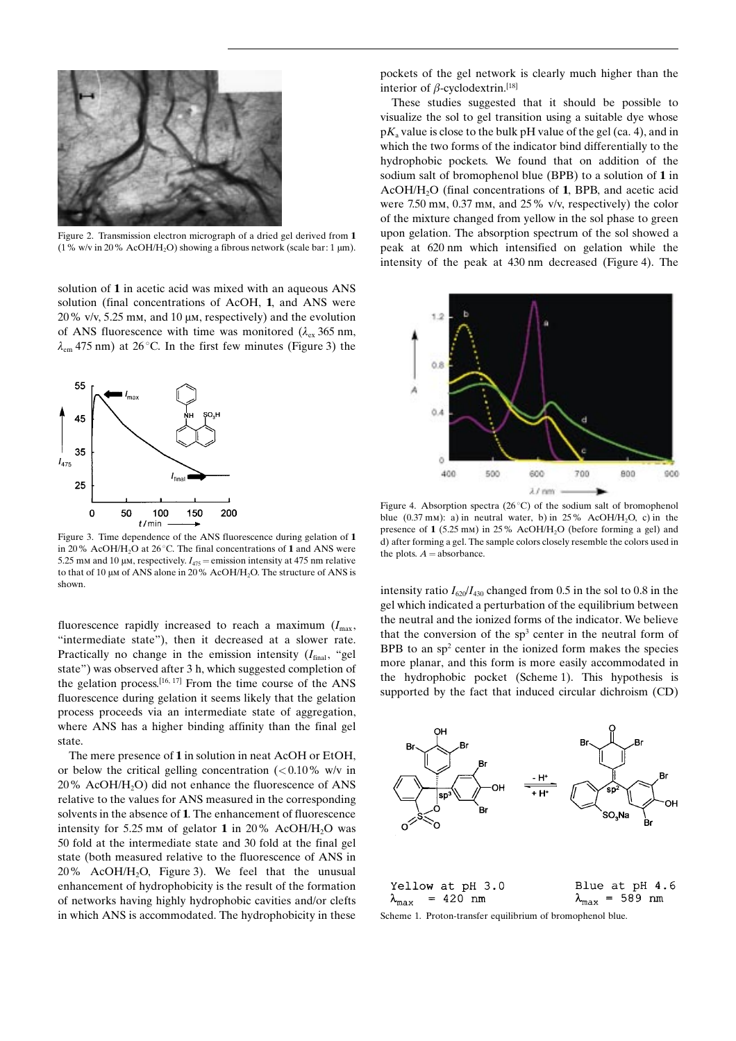Figure 2. Transmission electron micrograph of a dried gel derived from **1** (1% w/v in 20% $AcOH/H_2O$) showing a fibrous network (scale bar: 1 μm).

solution of **1** in acetic acid was mixed with an aqueous ANS solution (final concentrations of AcOH, **1**, and ANS were 20% v/v, 5.25 mM, and 10 μM, respectively) and the evolution of ANS fluorescence with time was monitored ($\lambda_{ex}$ 365 nm, $\lambda_{em}$ 475 nm) at 26°C. In the first few minutes (Figure 3) the fluorescence rapidly increased to reach a maximum ($I_{max}$, "intermediate state"), then it decreased at a slower rate. Practically no change in the emission intensity ($I_{final}$, "gel state") was observed after 3 h, which suggested completion of the gelation process.[16, 17] From the time course of the ANS fluorescence during gelation it seems likely that the gelation process proceeds via an intermediate state of aggregation, where ANS has a higher binding affinity than the final gel state.

Figure 3. Time dependence of the ANS fluorescence during gelation of **1** in 20% $AcOH/H_2O$ at 26°C. The final concentrations of **1** and ANS were 5.25 mM and 10 μM, respectively. $I_{475}$ = emission intensity at 475 nm relative to that of 10 μM of ANS alone in 20% $AcOH/H_2O$. The structure of ANS is shown.

The mere presence of **1** in solution in neat AcOH or EtOH, or below the critical gelling concentration (<0.10% w/v in 20% $AcOH/H_2O$) did not enhance the fluorescence of ANS relative to the values for ANS measured in the corresponding solvents in the absence of **1**. The enhancement of fluorescence intensity for 5.25 mM of gelator **1** in 20% $AcOH/H_2O$ was 50 fold at the intermediate state and 30 fold at the final gel state (both measured relative to the fluorescence of ANS in 20% $AcOH/H_2O$, Figure 3). We feel that the unusual enhancement of hydrophobicity is the result of the formation of networks having highly hydrophobic cavities and/or clefts in which ANS is accommodated. The hydrophobicity in these pockets of the gel network is clearly much higher than the interior of β-cyclodextrin.[18]

These studies suggested that it should be possible to visualize the sol to gel transition using a suitable dye whose $pK_a$ value is close to the bulk pH value of the gel (ca. 4), and in which the two forms of the indicator bind differentially to the hydrophobic pockets. We found that on addition of the sodium salt of bromophenol blue (BPB) to a solution of **1** in $AcOH/H_2O$ (final concentrations of **1**, BPB, and acetic acid were 7.50 mM, 0.37 mM, and 25% v/v, respectively) the color of the mixture changed from yellow in the sol phase to green upon gelation. The absorption spectrum of the sol showed a peak at 620 nm which intensified on gelation while the intensity of the peak at 430 nm decreased (Figure 4). The intensity ratio $I_{620}/I_{430}$ changed from 0.5 in the sol to 0.8 in the gel which indicated a perturbation of the equilibrium between the neutral and the ionized forms of the indicator. We believe that the conversion of the $sp^3$ center in the neutral form of BPB to an $sp^2$ center in the ionized form makes the species more planar, and this form is more easily accommodated in the hydrophobic pocket (Scheme 1). This hypothesis is supported by the fact that induced circular dichroism (CD)

Figure 4. Absorption spectra (26°C) of the sodium salt of bromophenol blue (0.37 mM): a) in neutral water, b) in 25% $AcOH/H_2O$, c) in the presence of **1** (5.25 mM) in 25% $AcOH/H_2O$ (before forming a gel) and d) after forming a gel. The sample colors closely resemble the colors used in the plots. $A$ = absorbance.

Yellow at pH 3.0, $\lambda_{max}$ = 420 nm — Blue at pH 4.6, $\lambda_{max}$ = 589 nm

Scheme 1. Proton-transfer equilibrium of bromophenol blue.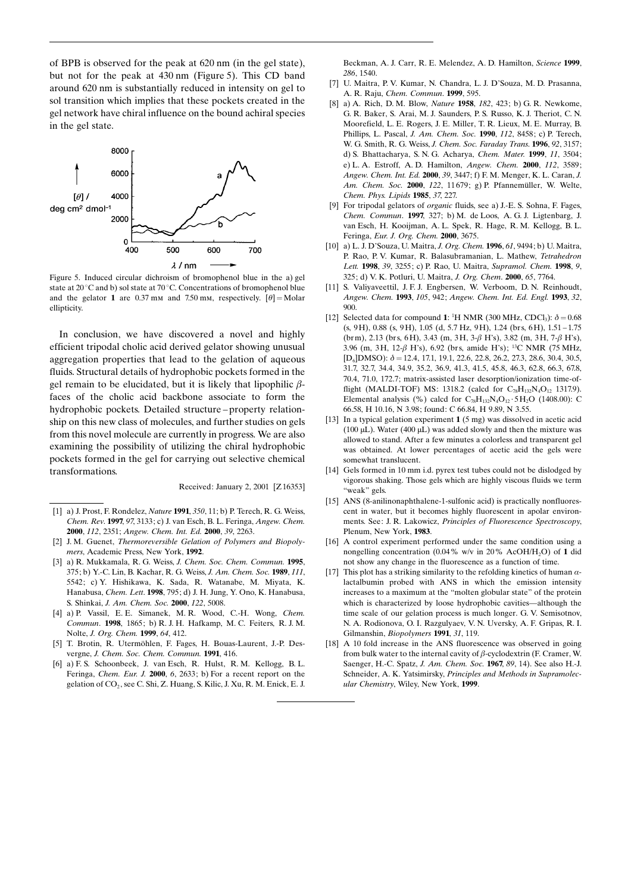of BPB is observed for the peak at 620 nm (in the gel state), but not for the peak at 430 nm (Figure 5). This CD band around 620 nm is substantially reduced in intensity on gel to sol transition which implies that these pockets created in the gel network have chiral influence on the bound achiral species in the gel state.

8000
6000
4000
2000
0
[θ] / deg cm² dmol⁻¹
a
b
400 500 600 700
λ / nm

Figure 5. Induced circular dichroism of bromophenol blue in the a) gel state at 20 °C and b) sol state at 70 °C. Concentrations of bromophenol blue and the gelator **1** are 0.37 mM and 7.50 mM, respectively. $[\theta]$ = Molar ellipticity.

In conclusion, we have discovered a novel and highly efficient tripodal cholic acid derived gelator showing unusual aggregation properties that lead to the gelation of aqueous fluids. Structural details of hydrophobic pockets formed in the gel remain to be elucidated, but it is likely that lipophilic $\beta$-faces of the cholic acid backbone associate to form the hydrophobic pockets. Detailed structure–property relationship on this new class of molecules, and further studies on gels from this novel molecule are currently in progress. We are also examining the possibility of utilizing the chiral hydrophobic pockets formed in the gel for carrying out selective chemical transformations.

Received: January 2, 2001 [Z16353]

---

[1] a) J. Prost, F. Rondelez, *Nature* **1991**, *350*, 11; b) P. Terech, R. G. Weiss, *Chem. Rev.* **1997**, *97*, 3133; c) J. van Esch, B. L. Feringa, *Angew. Chem.* **2000**, *112*, 2351; *Angew. Chem. Int. Ed.* **2000**, *39*, 2263.

[2] J. M. Guenet, *Thermoreversible Gelation of Polymers and Biopolymers*, Academic Press, New York, **1992**.

[3] a) R. Mukkamala, R. G. Weiss, *J. Chem. Soc. Chem. Commun.* **1995**, 375; b) Y.-C. Lin, B. Kachar, R. G. Weiss, *J. Am. Chem. Soc.* **1989**, *111*, 5542; c) Y. Hishikawa, K. Sada, R. Watanabe, M. Miyata, K. Hanabusa, *Chem. Lett.* **1998**, 795; d) J. H. Jung, Y. Ono, K. Hanabusa, S. Shinkai, *J. Am. Chem. Soc.* **2000**, *122*, 5008.

[4] a) P. Vassil, E. E. Simanek, M. R. Wood, C.-H. Wong, *Chem. Commun.* **1998**, 1865; b) R. J. H. Hafkamp, M. C. Feiters, R. J. M. Nolte, *J. Org. Chem.* **1999**, *64*, 412.

[5] T. Brotin, R. Utermöhlen, F. Fages, H. Bouas-Laurent, J.-P. Desvergne, *J. Chem. Soc. Chem. Commun.* **1991**, 416.

[6] a) F. S. Schoonbeek, J. van Esch, R. Hulst, R. M. Kellogg, B. L. Feringa, *Chem. Eur. J.* **2000**, *6*, 2633; b) For a recent report on the gelation of $CO_2$, see C. Shi, Z. Huang, S. Kilic, J. Xu, R. M. Enick, E. J. Beckman, A. J. Carr, R. E. Melendez, A. D. Hamilton, *Science* **1999**, *286*, 1540.

[7] U. Maitra, P. V. Kumar, N. Chandra, L. J. D'Souza, M. D. Prasanna, A. R. Raju, *Chem. Commun.* **1999**, 595.

[8] a) A. Rich, D. M. Blow, *Nature* **1958**, *182*, 423; b) G. R. Newkome, G. R. Baker, S. Arai, M. J. Saunders, P. S. Russo, K. J. Theriot, C. N. Moorefield, L. E. Rogers, J. E. Miller, T. R. Lieux, M. E. Murray, B. Phillips, L. Pascal, *J. Am. Chem. Soc.* **1990**, *112*, 8458; c) P. Terech, W. G. Smith, R. G. Weiss, *J. Chem. Soc. Faraday Trans.* **1996**, *92*, 3157; d) S. Bhattacharya, S. N. G. Acharya, *Chem. Mater.* **1999**, *11*, 3504; e) L. A. Estroff, A. D. Hamilton, *Angew. Chem.* **2000**, *112*, 3589; *Angew. Chem. Int. Ed.* **2000**, *39*, 3447; f) F. M. Menger, K. L. Caran, *J. Am. Chem. Soc.* **2000**, *122*, 11679; g) P. Pfannemüller, W. Welte, *Chem. Phys. Lipids* **1985**, *37*, 227.

[9] For tripodal gelators of *organic* fluids, see a) J.-E. S. Sohna, F. Fages, *Chem. Commun.* **1997**, 327; b) M. de Loos, A. G. J. Ligtenbarg, J. van Esch, H. Kooijman, A. L. Spek, R. Hage, R. M. Kellogg, B. L. Feringa, *Eur. J. Org. Chem.* **2000**, 3675.

[10] a) L. J. D'Souza, U. Maitra, *J. Org. Chem.* **1996**, *61*, 9494; b) U. Maitra, P. Rao, P. V. Kumar, R. Balasubramanian, L. Mathew, *Tetrahedron Lett.* **1998**, *39*, 3255; c) P. Rao, U. Maitra, *Supramol. Chem.* **1998**, *9*, 325; d) V. K. Potluri, U. Maitra, *J. Org. Chem.* **2000**, *65*, 7764.

[11] S. Valiyaveettil, J. F. J. Engbersen, W. Verboom, D. N. Reinhoudt, *Angew. Chem.* **1993**, *105*, 942; *Angew. Chem. Int. Ed. Engl.* **1993**, *32*, 900.

[12] Selected data for compound **1**: $^1$H NMR (300 MHz, $CDCl_3$): $\delta$ = 0.68 (s, 9H), 0.88 (s, 9H), 1.05 (d, 5.7 Hz, 9H), 1.24 (brs, 6H), 1.51–1.75 (brm), 2.13 (brs, 6H), 3.43 (m, 3H, 3-$\beta$ H's), 3.82 (m, 3H, 7-$\beta$ H's), 3.96 (m, 3H, 12-$\beta$ H's), 6.92 (brs, amide H's); $^{13}$C NMR (75 MHz, $[D_6]$DMSO): $\delta$ = 12.4, 17.1, 19.1, 22.6, 22.8, 26.2, 27.3, 28.6, 30.4, 30.5, 31.7, 32.7, 34.4, 34.9, 35.2, 36.9, 41.3, 41.5, 45.8, 46.3, 62.8, 66.3, 67.8, 70.4, 71.0, 172.7; matrix-assisted laser desorption/ionization time-of-flight (MALDI-TOF) MS: 1318.2 (calcd for $C_{78}H_{132}N_4O_{12}$ 1317.9). Elemental analysis (%) calcd for $C_{78}H_{132}N_4O_{12} \cdot 5H_2O$ (1408.00): C 66.58, H 10.16, N 3.98; found: C 66.84, H 9.89, N 3.55.

[13] In a typical gelation experiment **1** (5 mg) was dissolved in acetic acid (100 µL). Water (400 µL) was added slowly and then the mixture was allowed to stand. After a few minutes a colorless and transparent gel was obtained. At lower percentages of acetic acid the gels were somewhat translucent.

[14] Gels formed in 10 mm i.d. pyrex test tubes could not be dislodged by vigorous shaking. Those gels which are highly viscous fluids we term "weak" gels.

[15] ANS (8-anilinonaphthalene-1-sulfonic acid) is practically nonfluorescent in water, but it becomes highly fluorescent in apolar environments. See: J. R. Lakowicz, *Principles of Fluorescence Spectroscopy*, Plenum, New York, **1983**.

[16] A control experiment performed under the same condition using a nongelling concentration (0.04% w/v in 20% AcOH/$H_2O$) of **1** did not show any change in the fluorescence as a function of time.

[17] This plot has a striking similarity to the refolding kinetics of human $\alpha$-lactalbumin probed with ANS in which the emission intensity increases to a maximum at the "molten globular state" of the protein which is characterized by loose hydrophobic cavities—although the time scale of our gelation process is much longer. G. V. Semisotnov, N. A. Rodionova, O. I. Razgulyaev, V. N. Uversky, A. F. Gripas, R. I. Gilmanshin, *Biopolymers* **1991**, *31*, 119.

[18] A 10 fold increase in the ANS fluorescence was observed in going from bulk water to the internal cavity of $\beta$-cyclodextrin (F. Cramer, W. Saenger, H.-C. Spatz, *J. Am. Chem. Soc.* **1967**, *89*, 14). See also H.-J. Schneider, A. K. Yatsimirsky, *Principles and Methods in Supramolecular Chemistry*, Wiley, New York, **1999**.